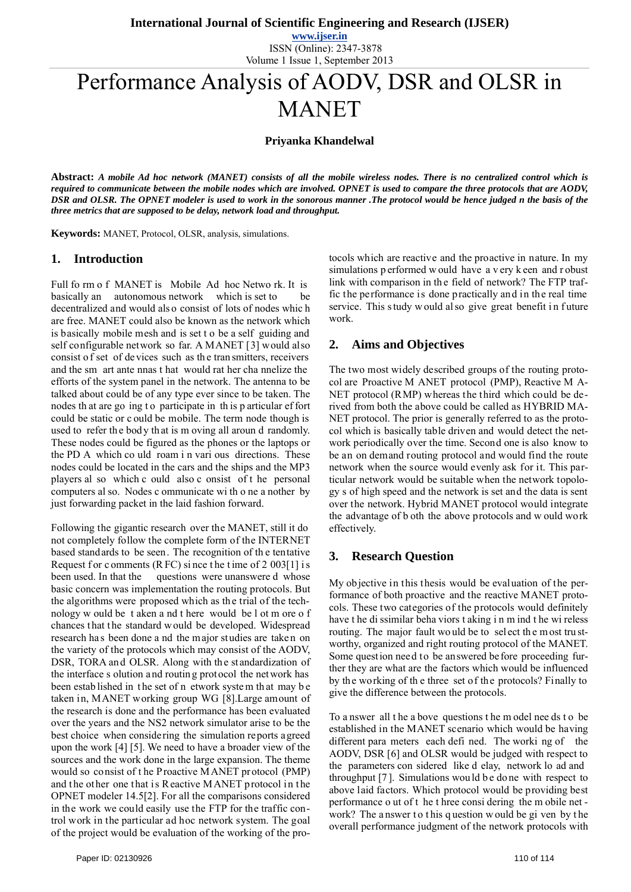# Performance Analysis of AODV, DSR and OLSR in MANET

**Priyanka Khandelwal**

**Abstract:** ***A mobile Ad hoc network (MANET) consists of all the mobile wireless nodes. There is no centralized control which is required to communicate between the mobile nodes which are involved. OPNET is used to compare the three protocols that are AODV, DSR and OLSR. The OPNET modeler is used to work in the sonorous manner .The protocol would be hence judged n the basis of the three metrics that are supposed to be delay, network load and throughput.***

**Keywords:** MANET, Protocol, OLSR, analysis, simulations.

## 1. Introduction

Full form of MANET is Mobile Ad hoc Network. It is basically an autonomous network which is set to be decentralized and would also consist of lots of nodes which are free. MANET could also be known as the network which is basically mobile mesh and is set to be a self guiding and self configurable network so far. A MANET [3] would also consist of set of devices such as the transmitters, receivers and the smart antennas that would rather channelize the efforts of the system panel in the network. The antenna to be talked about could be of any type ever since to be taken. The nodes that are going to participate in this particular effort could be static or could be mobile. The term node though is used to refer the body that is moving all around randomly. These nodes could be figured as the phones or the laptops or the PDA which could roam in various directions. These nodes could be located in the cars and the ships and the MP3 players also which could also consist of the personal computers also. Nodes communicate with one another by just forwarding packet in the laid fashion forward.

Following the gigantic research over the MANET, still it do not completely follow the complete form of the INTERNET based standards to be seen. The recognition of the tentative Request for comments (RFC) since the time of 2003[1] is been used. In that the questions were unanswered whose basic concern was implementation the routing protocols. But the algorithms were proposed which as the trial of the technology would be taken and there would be lot more of chances that the standard would be developed. Widespread research has been done and the major studies are taken on the variety of the protocols which may consist of the AODV, DSR, TORA and OLSR. Along with the standardization of the interface solution and routing protocol the network has been established in the set of network system that may be taken in, MANET working group WG [8].Large amount of the research is done and the performance has been evaluated over the years and the NS2 network simulator arise to be the best choice when considering the simulation reports agreed upon the work [4] [5]. We need to have a broader view of the sources and the work done in the large expansion. The theme would so consist of the Proactive MANET protocol (PMP) and the other one that is Reactive MANET protocol in the OPNET modeler 14.5[2]. For all the comparisons considered in the work we could easily use the FTP for the traffic control work in the particular ad hoc network system. The goal of the project would be evaluation of the working of the protocols which are reactive and the proactive in nature. In my simulations performed would have a very keen and robust link with comparison in the field of network? The FTP traffic the performance is done practically and in the real time service. This study would also give great benefit in future work.

## 2. Aims and Objectives

The two most widely described groups of the routing protocol are Proactive MANET protocol (PMP), Reactive MANET protocol (RMP) whereas the third which could be derived from both the above could be called as HYBRID MANET protocol. The prior is generally referred to as the protocol which is basically table driven and would detect the network periodically over the time. Second one is also know to be an on demand routing protocol and would find the route network when the source would evenly ask for it. This particular network would be suitable when the network topology s of high speed and the network is set and the data is sent over the network. Hybrid MANET protocol would integrate the advantage of both the above protocols and would work effectively.

## 3. Research Question

My objective in this thesis would be evaluation of the performance of both proactive and the reactive MANET protocols. These two categories of the protocols would definitely have the dissimilar behaviors taking in mind the wireless routing. The major fault would be to select the most trustworthy, organized and right routing protocol of the MANET. Some question need to be answered before proceeding further they are what are the factors which would be influenced by the working of the three set of the protocols? Finally to give the difference between the protocols.

To answer all the above questions the model needs to be established in the MANET scenario which would be having different parameters each defined. The working of the AODV, DSR [6] and OLSR would be judged with respect to the parameters considered like delay, network load and throughput [7]. Simulations would be done with respect to above laid factors. Which protocol would be providing best performance out of the three considering the mobile network? The answer to this question would be given by the overall performance judgment of the network protocols with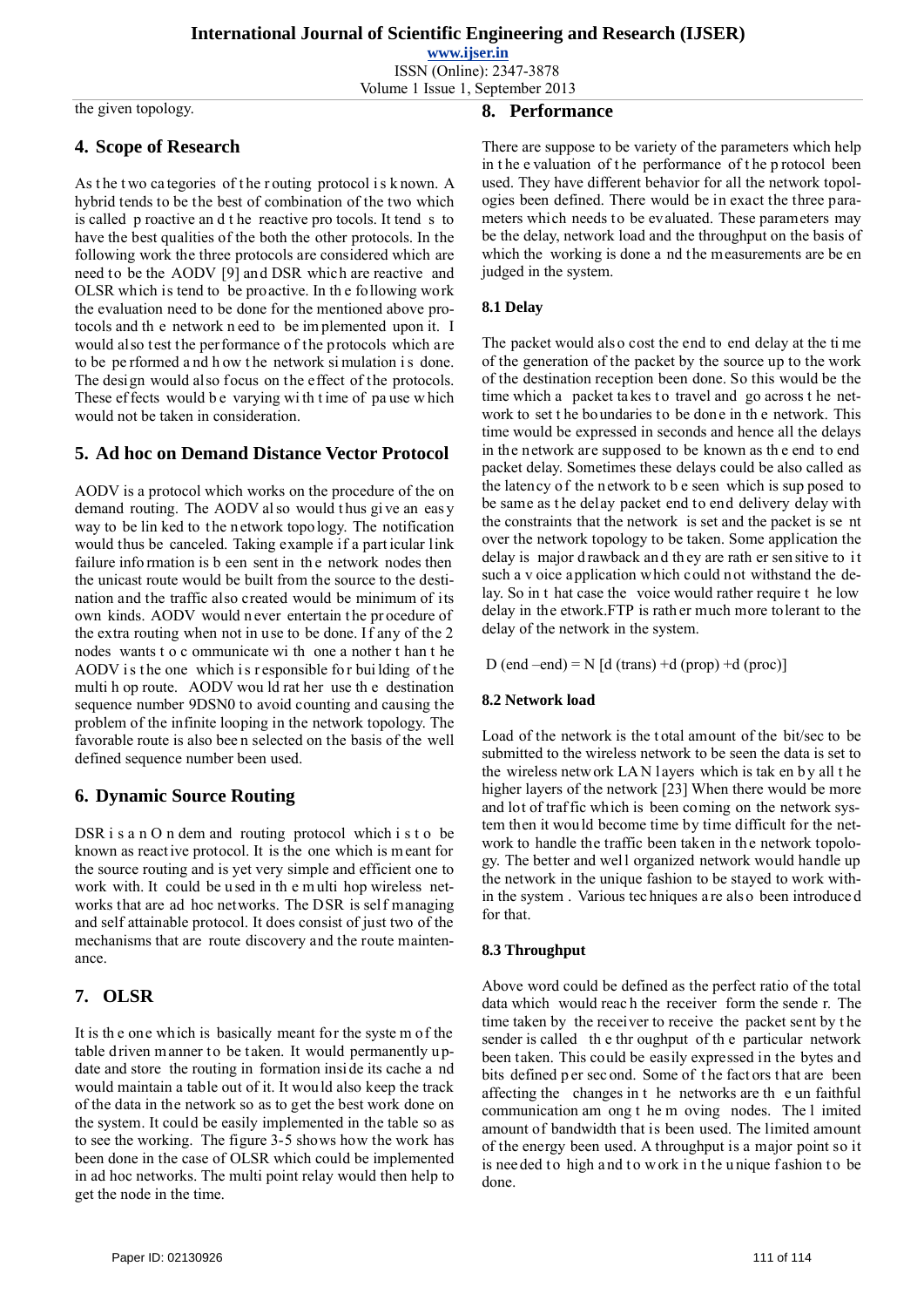the given topology.

## 4. Scope of Research

As the two categories of the routing protocol is known. A hybrid tends to be the best of combination of the two which is called proactive and the reactive protocols. It tend s to have the best qualities of the both the other protocols. In the following work the three protocols are considered which are need to be the AODV [9] and DSR which are reactive and OLSR which is tend to be proactive. In the following work the evaluation need to be done for the mentioned above protocols and the network need to be implemented upon it. I would also test the performance of the protocols which are to be performed and how the network simulation is done. The design would also focus on the effect of the protocols. These effects would be varying with time of pause which would not be taken in consideration.

## 5. Ad hoc on Demand Distance Vector Protocol

AODV is a protocol which works on the procedure of the on demand routing. The AODV also would thus give an easy way to be linked to the network topology. The notification would thus be canceled. Taking example if a particular link failure information is been sent in the network nodes then the unicast route would be built from the source to the destination and the traffic also created would be minimum of its own kinds. AODV would never entertain the procedure of the extra routing when not in use to be done. If any of the 2 nodes wants to communicate with one another than the AODV is the one which is responsible for building of the multi hop route. AODV would rather use the destination sequence number 9DSN0 to avoid counting and causing the problem of the infinite looping in the network topology. The favorable route is also been selected on the basis of the well defined sequence number been used.

## 6. Dynamic Source Routing

DSR is an On demand routing protocol which is to be known as reactive protocol. It is the one which is meant for the source routing and is yet very simple and efficient one to work with. It could be used in the multi hop wireless networks that are ad hoc networks. The DSR is self managing and self attainable protocol. It does consist of just two of the mechanisms that are route discovery and the route maintenance.

## 7. OLSR

It is the one which is basically meant for the system of the table driven manner to be taken. It would permanently update and store the routing information inside its cache and would maintain a table out of it. It would also keep the track of the data in the network so as to get the best work done on the system. It could be easily implemented in the table so as to see the working. The figure 3-5 shows how the work has been done in the case of OLSR which could be implemented in ad hoc networks. The multi point relay would then help to get the node in the time.

## 8. Performance

There are suppose to be variety of the parameters which help in the evaluation of the performance of the protocol been used. They have different behavior for all the network topologies been defined. There would be in exact the three parameters which needs to be evaluated. These parameters may be the delay, network load and the throughput on the basis of which the working is done and the measurements are be en judged in the system.

### 8.1 Delay

The packet would also cost the end to end delay at the time of the generation of the packet by the source up to the work of the destination reception been done. So this would be the time which a packet takes to travel and go across the network to set the boundaries to be done in the network. This time would be expressed in seconds and hence all the delays in the network are supposed to be known as the end to end packet delay. Sometimes these delays could be also called as the latency of the network to be seen which is sup posed to be same as the delay packet end to end delivery delay with the constraints that the network is set and the packet is se nt over the network topology to be taken. Some application the delay is major drawback and they are rather sensitive to it such a voice application which could not withstand the delay. So in that case the voice would rather require the low delay in the etwork.FTP is rather much more tolerant to the delay of the network in the system.

$$D\ (end-end) = N\ [d\ (trans) + d\ (prop) + d\ (proc)]$$

### 8.2 Network load

Load of the network is the total amount of the bit/sec to be submitted to the wireless network to be seen the data is set to the wireless network LAN layers which is taken by all the higher layers of the network [23] When there would be more and lot of traffic which is been coming on the network system then it would become time by time difficult for the network to handle the traffic been taken in the network topology. The better and well organized network would handle up the network in the unique fashion to be stayed to work within the system . Various techniques are also been introduced for that.

### 8.3 Throughput

Above word could be defined as the perfect ratio of the total data which reach the receiver form the sender. The time taken by the receiver to receive the packet sent by the sender is called the throughput of the particular network been taken. This could be easily expressed in the bytes and bits defined per second. Some of the factors that are been affecting the changes in the networks are the un faithful communication among the moving nodes. The limited amount of bandwidth that is been used. The limited amount of the energy been used. A throughput is a major point so it is needed to high and to work in the unique fashion to be done.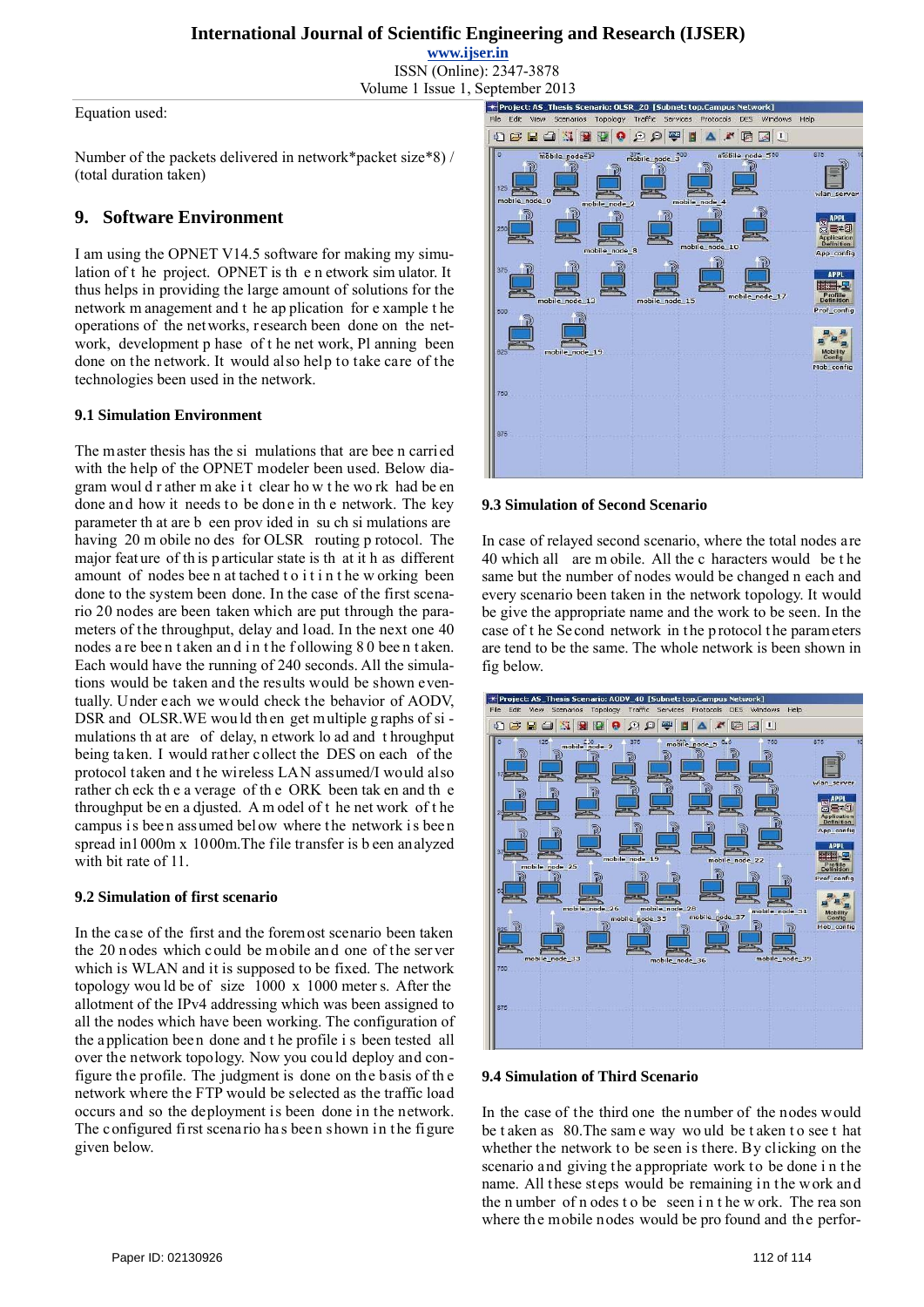Equation used:

Number of the packets delivered in network*packet size*8) / (total duration taken)

## 9. Software Environment

I am using the OPNET V14.5 software for making my simulation of the project. OPNET is the e netwrok sim ulator. It thus helps in providing the large amount of solutions for the network m anagement and the ap plication for e xample the operations of the networks, research been done on the network, development p hase of the net work, Pl anning been done on the network. It would also help to take care of the technologies been used in the network.

### 9.1 Simulation Environment

The master thesis has the si mulations that are bee n carried with the help of the OPNET modeler been used. Below diagram woul d r ather m ake i t clear ho w t he wo rk had be en done and how it needs to be done in th e network. The key parameter th at are b een prov ided in su ch si mulations are having 20 m obile no des for OLSR routing p rotocol. The major feat ure of th is p articular state is th at it h as different amount of nodes bee n at tached t o i t i n t he w orking been done to the system been done. In the case of the first scenario 20 nodes are been taken which are put through the parameters of the throughput, delay and load. In the next one 40 nodes a re bee n t aken an d i n t he f ollowing 8 0 bee n t aken. Each would have the running of 240 seconds. All the simulations would be taken and the results would be shown eventually. Under each we would check the behavior of AODV, DSR and OLSR.WE wou ld th en get m ultiple g raphs of si - mulations th at are of delay, n etwork lo ad and t hroughput being ta ken. I would rather c ollect the DES on each of the protocol taken and t he wireless LAN assumed/I would also rather ch eck th e a verage of th e ORK been tak en and th e throughput be en a djusted. A m odel of t he net work of t he campus i s bee n ass umed bel ow where t he network i s bee n spread in1 000m x 10 00m.The file transfer is b een an alyzed with bit rate of 11.

### 9.2 Simulation of first scenario

In the ca se of the first and the forem ost scenario been taken the 20 n odes which c ould be m obile an d one of t he ser ver which is WLAN and it is supposed to be fixed. The network topology wou ld be of size 1000 x 1000 meter s. After the allotment of the IPv4 addressing which was been assigned to all the nodes which have been working. The configuration of the a pplication bee n done and t he profile i s been tested all over the network topology. Now you cou ld deploy and configure the profile. The judgment is done on the basis of th e network where the FTP would be selected as the traffic load occurs and so the deployment is been done in the network. The c onfigured fi rst scena rio ha s bee n s hown i n the fi gure given below.

### 9.3 Simulation of Second Scenario

In case of relayed second scenario, where the total nodes a re 40 which all are m obile. All the c haracters would be t he same but the number of nodes would be changed n each and every scenario been taken in the network topology. It would be give the appropriate name and the work to be seen. In the case of t he Se cond network in t he p rotocol t he param eters are tend to be the same. The whole network is been shown in fig below.

### 9.4 Simulation of Third Scenario

In the case of the third one the number of the nodes would be t aken as 80.The sam e way wo uld be t aken t o see t hat whether the network to be seen is there. By clicking on the scenario a nd giving t he appropriate work t o be done i n the name. All these steps would be remaining i n the work and the n umber of n odes t o be seen i n t he w ork. The rea son where th e mobile n odes would be pro found and the perfor-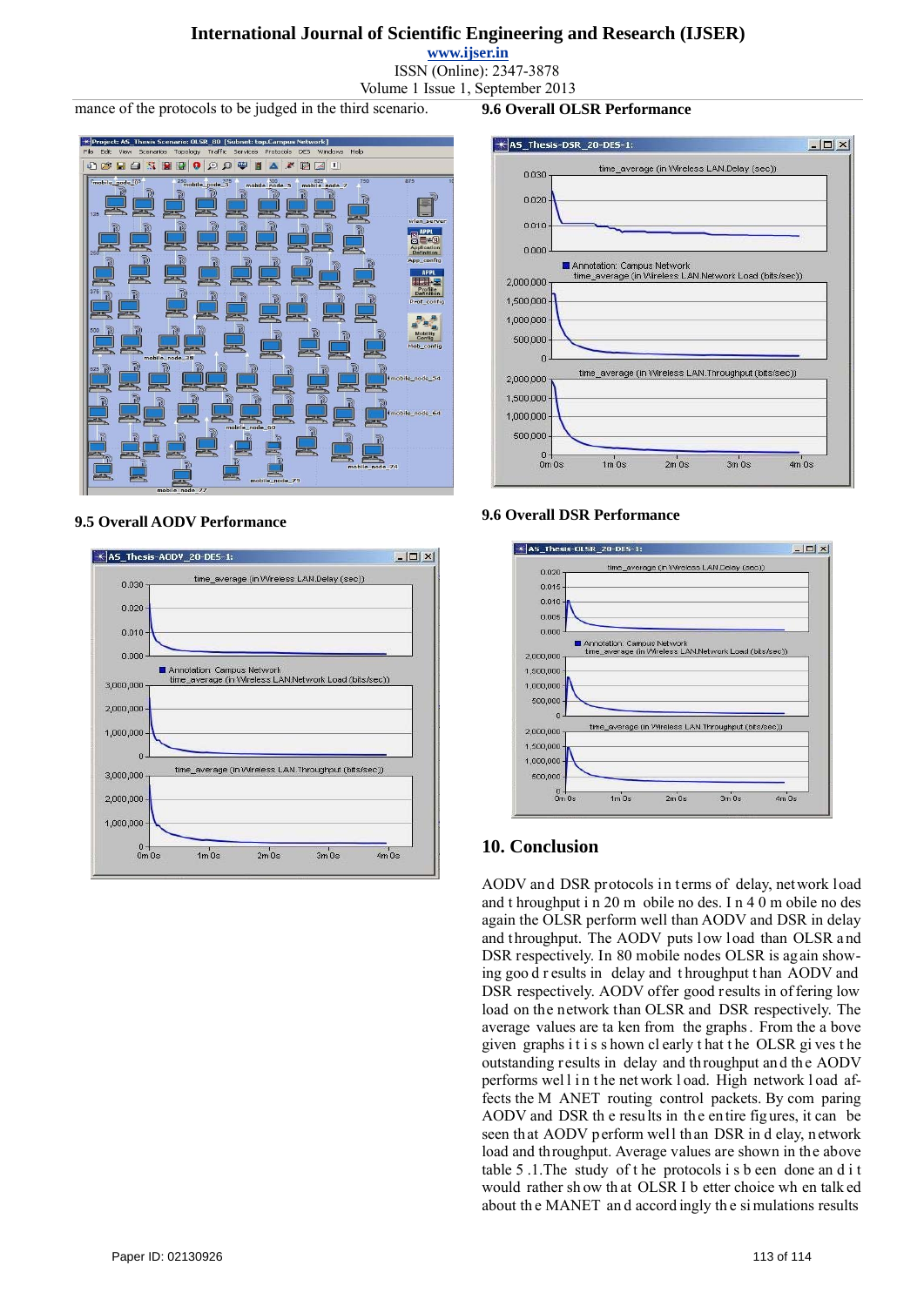mance of the protocols to be judged in the third scenario.

### 9.5 Overall AODV Performance

### 9.6 Overall OLSR Performance

### 9.6 Overall DSR Performance

## 10. Conclusion

AODV and DSR protocols in terms of delay, network load and throughput in 20 mobile nodes. In 40 mobile nodes again the OLSR perform well than AODV and DSR in delay and throughput. The AODV puts low load than OLSR and DSR respectively. In 80 mobile nodes OLSR is again showing good results in delay and throughput than AODV and DSR respectively. AODV offer good results in offering low load on the network than OLSR and DSR respectively. The average values are taken from the graphs. From the above given graphs it is shown clearly that the OLSR gives the outstanding results in delay and throughput and the AODV performs well in the network load. High network load affects the MANET routing control packets. By comparing AODV and DSR the results in the entire figures, it can be seen that AODV perform well than DSR in delay, network load and throughput. Average values are shown in the above table 5.1.The study of the protocols is been done and it would rather show that OLSR Ib etter choice when talked about the MANET and accordingly the simulations results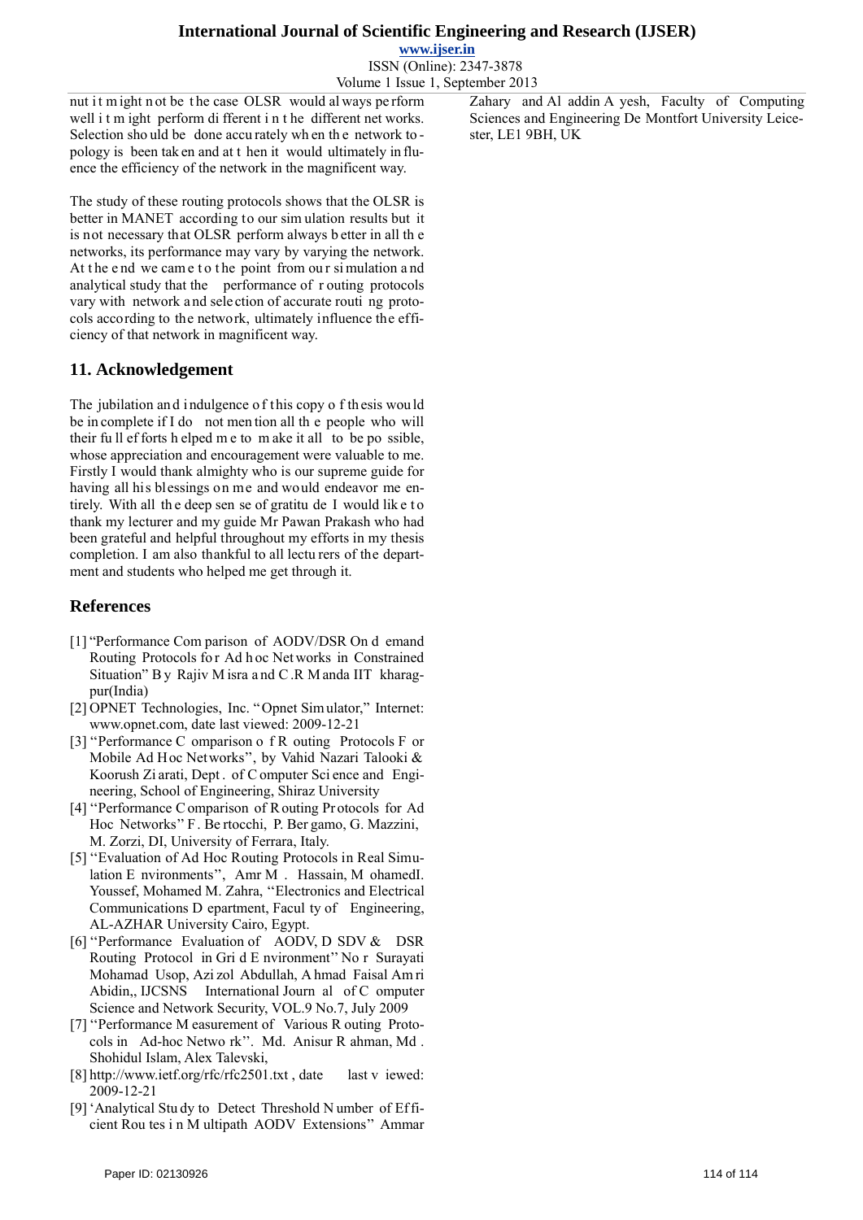nut it might not be the case OLSR would always perform well it might perform different in the different net works. Selection should be done accurately when the network topology is been taken and at then it would ultimately influence the efficiency of the network in the magnificent way.

The study of these routing protocols shows that the OLSR is better in MANET according to our simulation results but it is not necessary that OLSR perform always better in all the networks, its performance may vary by varying the network. At the end we came to the point from our simulation and analytical study that the performance of routing protocols vary with network and selection of accurate routing protocols according to the network, ultimately influence the efficiency of that network in magnificent way.

## 11. Acknowledgement

The jubilation and indulgence of this copy of thesis would be incomplete if I do not mention all the people who will their full efforts helped me to make it all to be possible, whose appreciation and encouragement were valuable to me. Firstly I would thank almighty who is our supreme guide for having all his blessings on me and would endeavor me entirely. With all the deep sense of gratitude I would like to thank my lecturer and my guide Mr Pawan Prakash who had been grateful and helpful throughout my efforts in my thesis completion. I am also thankful to all lecturers of the department and students who helped me get through it.

## References

- [1] "Performance Comparison of AODV/DSR On demand Routing Protocols for Ad hoc Networks in Constrained Situation" By Rajiv Misra and C.R Manda IIT kharagpur(India)
- [2] OPNET Technologies, Inc. "Opnet Simulator," Internet: www.opnet.com, date last viewed: 2009-12-21
- [3] "Performance Comparison of Routing Protocols For Mobile Ad Hoc Networks", by Vahid Nazari Talooki & Koorush Ziarati, Dept. of Computer Science and Engineering, School of Engineering, Shiraz University
- [4] "Performance Comparison of Routing Protocols for Ad Hoc Networks" F. Bertocchi, P. Bergamo, G. Mazzini, M. Zorzi, DI, University of Ferrara, Italy.
- [5] "Evaluation of Ad Hoc Routing Protocols in Real Simulation Environments", Amr M. Hassain, MohamedI. Youssef, Mohamed M. Zahra, "Electronics and Electrical Communications Department, Faculty of Engineering, AL-AZHAR University Cairo, Egypt.
- [6] "Performance Evaluation of AODV, DSDV & DSR Routing Protocol in Grid Environment" Nor Surayati Mohamad Usop, Azizol Abdullah, Ahmad Faisal Amri Abidin,, IJCSNS International Journal of Computer Science and Network Security, VOL.9 No.7, July 2009
- [7] "Performance Measurement of Various Routing Protocols in Ad-hoc Network". Md. Anisur Rahman, Md. Shohidul Islam, Alex Talevski,
- [8] http://www.ietf.org/rfc/rfc2501.txt , date last viewed: 2009-12-21
- [9] 'Analytical Study to Detect Threshold Number of Efficient Routes in Multipath AODV Extensions" Ammar Zahary and Aladdin Ayesh, Faculty of Computing Sciences and Engineering De Montfort University Leicester, LE1 9BH, UK